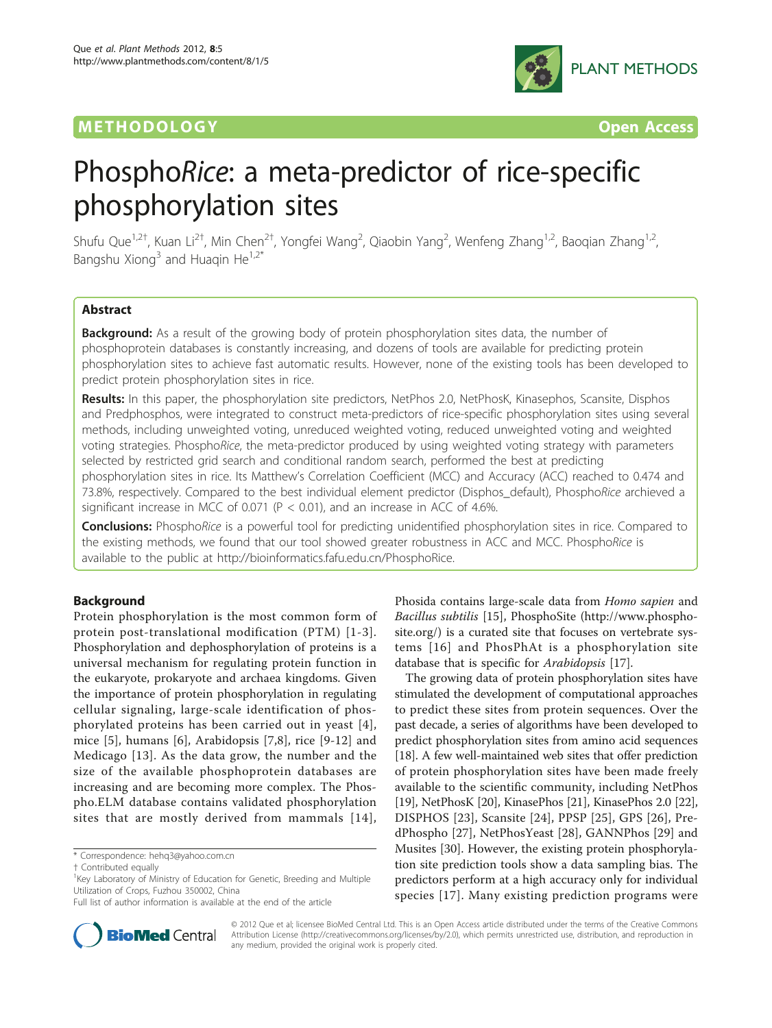METHODOLOGY Open Access

# PhosphoRice: a meta-predictor of rice-specific phosphorylation sites

Shufu Que[1,2†], Kuan Li[2†], Min Chen[2†], Yongfei Wang[2], Qiaobin Yang[2], Wenfeng Zhang[1,2], Baoqian Zhang[1,2], Bangshu Xiong[3] and Huaqin He[1,2*]

## Abstract

**Background:** As a result of the growing body of protein phosphorylation sites data, the number of phosphoprotein databases is constantly increasing, and dozens of tools are available for predicting protein phosphorylation sites to achieve fast automatic results. However, none of the existing tools has been developed to predict protein phosphorylation sites in rice.

**Results:** In this paper, the phosphorylation site predictors, NetPhos 2.0, NetPhosK, Kinasephos, Scansite, Disphos and Predphosphos, were integrated to construct meta-predictors of rice-specific phosphorylation sites using several methods, including unweighted voting, unreduced weighted voting, reduced unweighted voting and weighted voting strategies. Phospho*Rice*, the meta-predictor produced by using weighted voting strategy with parameters selected by restricted grid search and conditional random search, performed the best at predicting phosphorylation sites in rice. Its Matthew's Correlation Coefficient (MCC) and Accuracy (ACC) reached to 0.474 and 73.8%, respectively. Compared to the best individual element predictor (Disphos_default), Phospho*Rice* archieved a significant increase in MCC of 0.071 ($P < 0.01$), and an increase in ACC of 4.6%.

**Conclusions:** Phospho*Rice* is a powerful tool for predicting unidentified phosphorylation sites in rice. Compared to the existing methods, we found that our tool showed greater robustness in ACC and MCC. Phospho*Rice* is available to the public at http://bioinformatics.fafu.edu.cn/PhosphoRice.

## Background

Protein phosphorylation is the most common form of protein post-translational modification (PTM) [1-3]. Phosphorylation and dephosphorylation of proteins is a universal mechanism for regulating protein function in the eukaryote, prokaryote and archaea kingdoms. Given the importance of protein phosphorylation in regulating cellular signaling, large-scale identification of phosphorylated proteins has been carried out in yeast [4], mice [5], humans [6], Arabidopsis [7,8], rice [9-12] and Medicago [13]. As the data grow, the number and the size of the available phosphoprotein databases are increasing and are becoming more complex. The Phospho.ELM database contains validated phosphorylation sites that are mostly derived from mammals [14], Phosida contains large-scale data from *Homo sapien* and *Bacillus subtilis* [15], PhosphoSite (http://www.phosphosite.org/) is a curated site that focuses on vertebrate systems [16] and PhosPhAt is a phosphorylation site database that is specific for *Arabidopsis* [17].

The growing data of protein phosphorylation sites have stimulated the development of computational approaches to predict these sites from protein sequences. Over the past decade, a series of algorithms have been developed to predict phosphorylation sites from amino acid sequences [18]. A few well-maintained web sites that offer prediction of protein phosphorylation sites have been made freely available to the scientific community, including NetPhos [19], NetPhosK [20], KinasePhos [21], KinasePhos 2.0 [22], DISPHOS [23], Scansite [24], PPSP [25], GPS [26], PredPhospho [27], NetPhosYeast [28], GANNPhos [29] and Musites [30]. However, the existing protein phosphorylation site prediction tools show a data sampling bias. The predictors perform at a high accuracy only for individual species [17]. Many existing prediction programs were

\* Correspondence: hehq3@yahoo.com.cn
† Contributed equally
[1]Key Laboratory of Ministry of Education for Genetic, Breeding and Multiple Utilization of Crops, Fuzhou 350002, China
Full list of author information is available at the end of the article

© 2012 Que et al; licensee BioMed Central Ltd. This is an Open Access article distributed under the terms of the Creative Commons Attribution License (http://creativecommons.org/licenses/by/2.0), which permits unrestricted use, distribution, and reproduction in any medium, provided the original work is properly cited.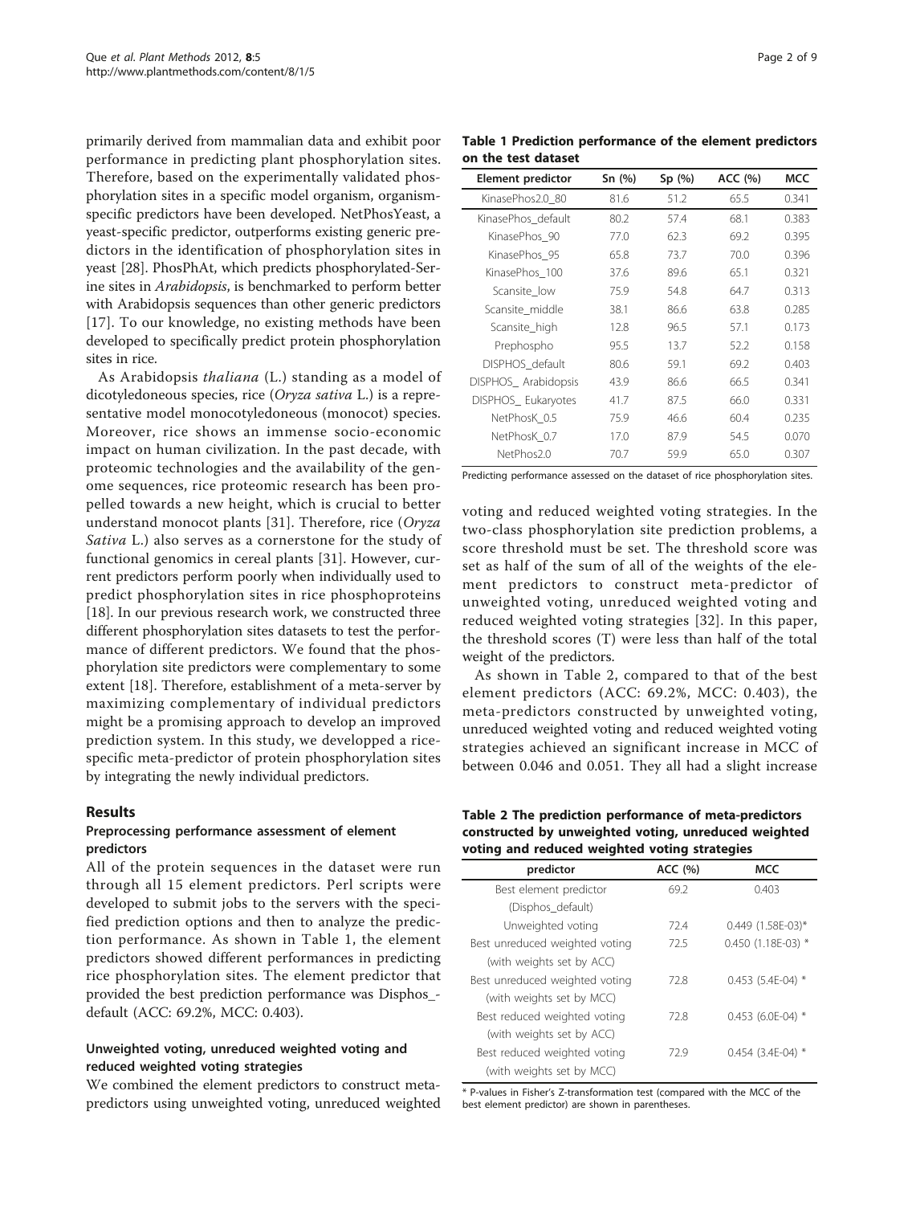primarily derived from mammalian data and exhibit poor performance in predicting plant phosphorylation sites. Therefore, based on the experimentally validated phosphorylation sites in a specific model organism, organism-specific predictors have been developed. NetPhosYeast, a yeast-specific predictor, outperforms existing generic predictors in the identification of phosphorylation sites in yeast [28]. PhosPhAt, which predicts phosphorylated-Serine sites in *Arabidopsis*, is benchmarked to perform better with Arabidopsis sequences than other generic predictors [17]. To our knowledge, no existing methods have been developed to specifically predict protein phosphorylation sites in rice.

As Arabidopsis *thaliana* (L.) standing as a model of dicotyledoneous species, rice (*Oryza sativa* L.) is a representative model monocotyledoneous (monocot) species. Moreover, rice shows an immense socio-economic impact on human civilization. In the past decade, with proteomic technologies and the availability of the genome sequences, rice proteomic research has been propelled towards a new height, which is crucial to better understand monocot plants [31]. Therefore, rice (*Oryza Sativa* L.) also serves as a cornerstone for the study of functional genomics in cereal plants [31]. However, current predictors perform poorly when individually used to predict phosphorylation sites in rice phosphoproteins [18]. In our previous research work, we constructed three different phosphorylation sites datasets to test the performance of different predictors. We found that the phosphorylation site predictors were complementary to some extent [18]. Therefore, establishment of a meta-server by maximizing complementary of individual predictors might be a promising approach to develop an improved prediction system. In this study, we developped a rice-specific meta-predictor of protein phosphorylation sites by integrating the newly individual predictors.

## Results

### Preprocessing performance assessment of element predictors

All of the protein sequences in the dataset were run through all 15 element predictors. Perl scripts were developed to submit jobs to the servers with the specified prediction options and then to analyze the prediction performance. As shown in Table 1, the element predictors showed different performances in predicting rice phosphorylation sites. The element predictor that provided the best prediction performance was Disphos_default (ACC: 69.2%, MCC: 0.403).

### Unweighted voting, unreduced weighted voting and reduced weighted voting strategies

We combined the element predictors to construct meta-predictors using unweighted voting, unreduced weighted voting and reduced weighted voting strategies. In the two-class phosphorylation site prediction problems, a score threshold must be set. The threshold score was set as half of the sum of all of the weights of the element predictors to construct meta-predictor of unweighted voting, unreduced weighted voting and reduced weighted voting strategies [32]. In this paper, the threshold scores (T) were less than half of the total weight of the predictors.

As shown in Table 2, compared to that of the best element predictors (ACC: 69.2%, MCC: 0.403), the meta-predictors constructed by unweighted voting, unreduced weighted voting and reduced weighted voting strategies achieved an significant increase in MCC of between 0.046 and 0.051. They all had a slight increase

**Table 1 Prediction performance of the element predictors on the test dataset**

| Element predictor | Sn (%) | Sp (%) | ACC (%) | MCC |
|---|---|---|---|---|
| KinasePhos2.0_80 | 81.6 | 51.2 | 65.5 | 0.341 |
| KinasePhos_default | 80.2 | 57.4 | 68.1 | 0.383 |
| KinasePhos_90 | 77.0 | 62.3 | 69.2 | 0.395 |
| KinasePhos_95 | 65.8 | 73.7 | 70.0 | 0.396 |
| KinasePhos_100 | 37.6 | 89.6 | 65.1 | 0.321 |
| Scansite_low | 75.9 | 54.8 | 64.7 | 0.313 |
| Scansite_middle | 38.1 | 86.6 | 63.8 | 0.285 |
| Scansite_high | 12.8 | 96.5 | 57.1 | 0.173 |
| Prephospho | 95.5 | 13.7 | 52.2 | 0.158 |
| DISPHOS_default | 80.6 | 59.1 | 69.2 | 0.403 |
| DISPHOS_ Arabidopsis | 43.9 | 86.6 | 66.5 | 0.341 |
| DISPHOS_ Eukaryotes | 41.7 | 87.5 | 66.0 | 0.331 |
| NetPhosK_0.5 | 75.9 | 46.6 | 60.4 | 0.235 |
| NetPhosK_0.7 | 17.0 | 87.9 | 54.5 | 0.070 |
| NetPhos2.0 | 70.7 | 59.9 | 65.0 | 0.307 |

Predicting performance assessed on the dataset of rice phosphorylation sites.

**Table 2 The prediction performance of meta-predictors constructed by unweighted voting, unreduced weighted voting and reduced weighted voting strategies**

| predictor | ACC (%) | MCC |
|---|---|---|
| Best element predictor (Disphos_default) | 69.2 | 0.403 |
| Unweighted voting | 72.4 | 0.449 (1.58E-03)* |
| Best unreduced weighted voting (with weights set by ACC) | 72.5 | 0.450 (1.18E-03) * |
| Best unreduced weighted voting (with weights set by MCC) | 72.8 | 0.453 (5.4E-04) * |
| Best reduced weighted voting (with weights set by ACC) | 72.8 | 0.453 (6.0E-04) * |
| Best reduced weighted voting (with weights set by MCC) | 72.9 | 0.454 (3.4E-04) * |

* P-values in Fisher's Z-transformation test (compared with the MCC of the best element predictor) are shown in parentheses.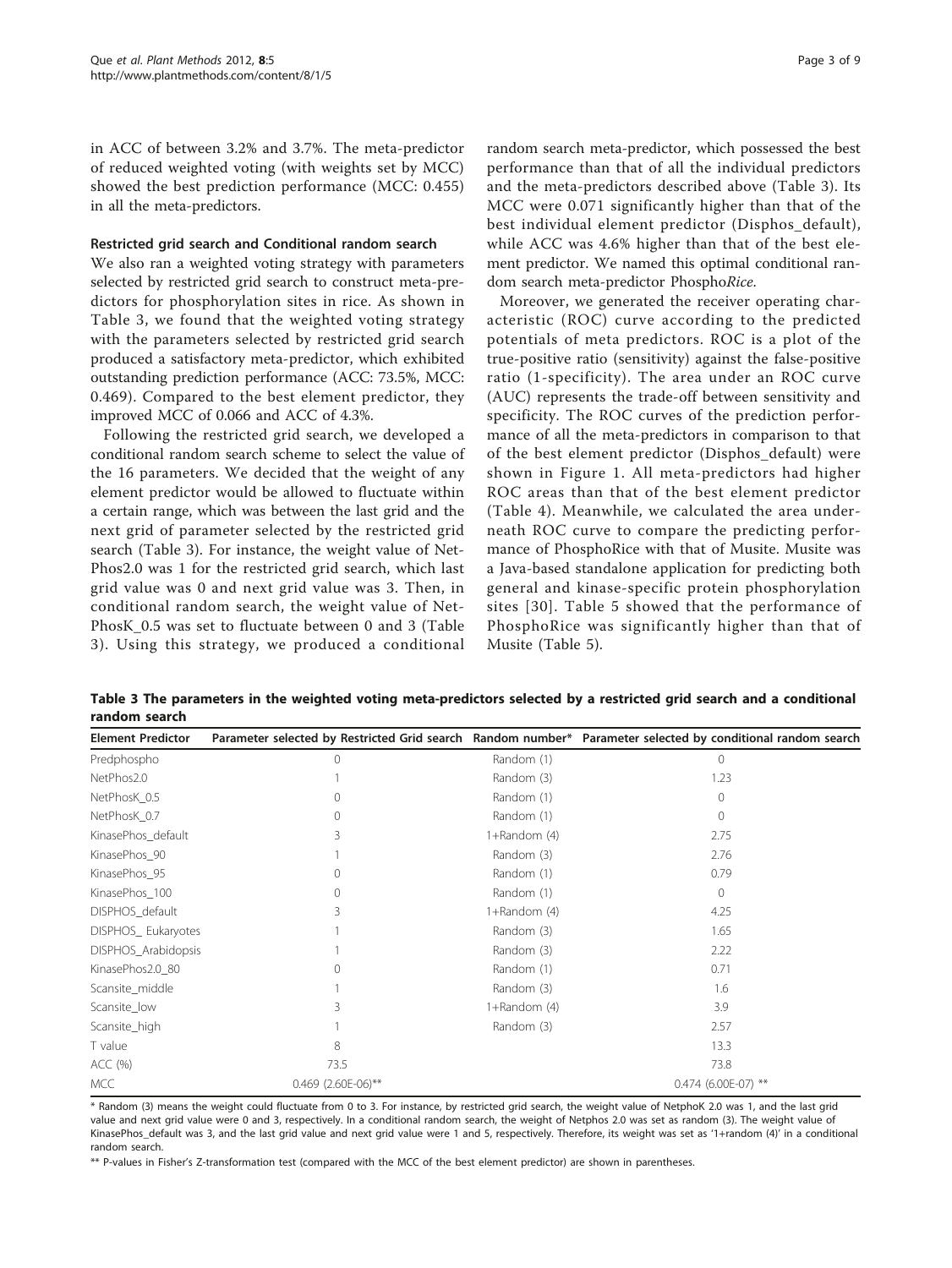in ACC of between 3.2% and 3.7%. The meta-predictor of reduced weighted voting (with weights set by MCC) showed the best prediction performance (MCC: 0.455) in all the meta-predictors.

### Restricted grid search and Conditional random search

We also ran a weighted voting strategy with parameters selected by restricted grid search to construct meta-predictors for phosphorylation sites in rice. As shown in Table 3, we found that the weighted voting strategy with the parameters selected by restricted grid search produced a satisfactory meta-predictor, which exhibited outstanding prediction performance (ACC: 73.5%, MCC: 0.469). Compared to the best element predictor, they improved MCC of 0.066 and ACC of 4.3%.

Following the restricted grid search, we developed a conditional random search scheme to select the value of the 16 parameters. We decided that the weight of any element predictor would be allowed to fluctuate within a certain range, which was between the last grid and the next grid of parameter selected by the restricted grid search (Table 3). For instance, the weight value of NetPhos2.0 was 1 for the restricted grid search, which last grid value was 0 and next grid value was 3. Then, in conditional random search, the weight value of NetPhosK_0.5 was set to fluctuate between 0 and 3 (Table 3). Using this strategy, we produced a conditional random search meta-predictor, which possessed the best performance than that of all the individual predictors and the meta-predictors described above (Table 3). Its MCC were 0.071 significantly higher than that of the best individual element predictor (Disphos_default), while ACC was 4.6% higher than that of the best element predictor. We named this optimal conditional random search meta-predictor Phospho*Rice*.

Moreover, we generated the receiver operating characteristic (ROC) curve according to the predicted potentials of meta predictors. ROC is a plot of the true-positive ratio (sensitivity) against the false-positive ratio (1-specificity). The area under an ROC curve (AUC) represents the trade-off between sensitivity and specificity. The ROC curves of the prediction performance of all the meta-predictors in comparison to that of the best element predictor (Disphos_default) were shown in Figure 1. All meta-predictors had higher ROC areas than that of the best element predictor (Table 4). Meanwhile, we calculated the area underneath ROC curve to compare the predicting performance of PhosphoRice with that of Musite. Musite was a Java-based standalone application for predicting both general and kinase-specific protein phosphorylation sites [30]. Table 5 showed that the performance of PhosphoRice was significantly higher than that of Musite (Table 5).

**Table 3 The parameters in the weighted voting meta-predictors selected by a restricted grid search and a conditional random search**

| Element Predictor | Parameter selected by Restricted Grid search | Random number* | Parameter selected by conditional random search |
|---|---|---|---|
| Predphospho | 0 | Random (1) | 0 |
| NetPhos2.0 | 1 | Random (3) | 1.23 |
| NetPhosK_0.5 | 0 | Random (1) | 0 |
| NetPhosK_0.7 | 0 | Random (1) | 0 |
| KinasePhos_default | 3 | 1+Random (4) | 2.75 |
| KinasePhos_90 | 1 | Random (3) | 2.76 |
| KinasePhos_95 | 0 | Random (1) | 0.79 |
| KinasePhos_100 | 0 | Random (1) | 0 |
| DISPHOS_default | 3 | 1+Random (4) | 4.25 |
| DISPHOS_ Eukaryotes | 1 | Random (3) | 1.65 |
| DISPHOS_Arabidopsis | 1 | Random (3) | 2.22 |
| KinasePhos2.0_80 | 0 | Random (1) | 0.71 |
| Scansite_middle | 1 | Random (3) | 1.6 |
| Scansite_low | 3 | 1+Random (4) | 3.9 |
| Scansite_high | 1 | Random (3) | 2.57 |
| T value | 8 | | 13.3 |
| ACC (%) | 73.5 | | 73.8 |
| MCC | 0.469 (2.60E-06)** | | 0.474 (6.00E-07) ** |

\* Random (3) means the weight could fluctuate from 0 to 3. For instance, by restricted grid search, the weight value of NetphoK 2.0 was 1, and the last grid value and next grid value were 0 and 3, respectively. In a conditional random search, the weight of Netphos 2.0 was set as random (3). The weight value of KinasePhos_default was 3, and the last grid value and next grid value were 1 and 5, respectively. Therefore, its weight was set as '1+random (4)' in a conditional random search.

** P-values in Fisher's Z-transformation test (compared with the MCC of the best element predictor) are shown in parentheses.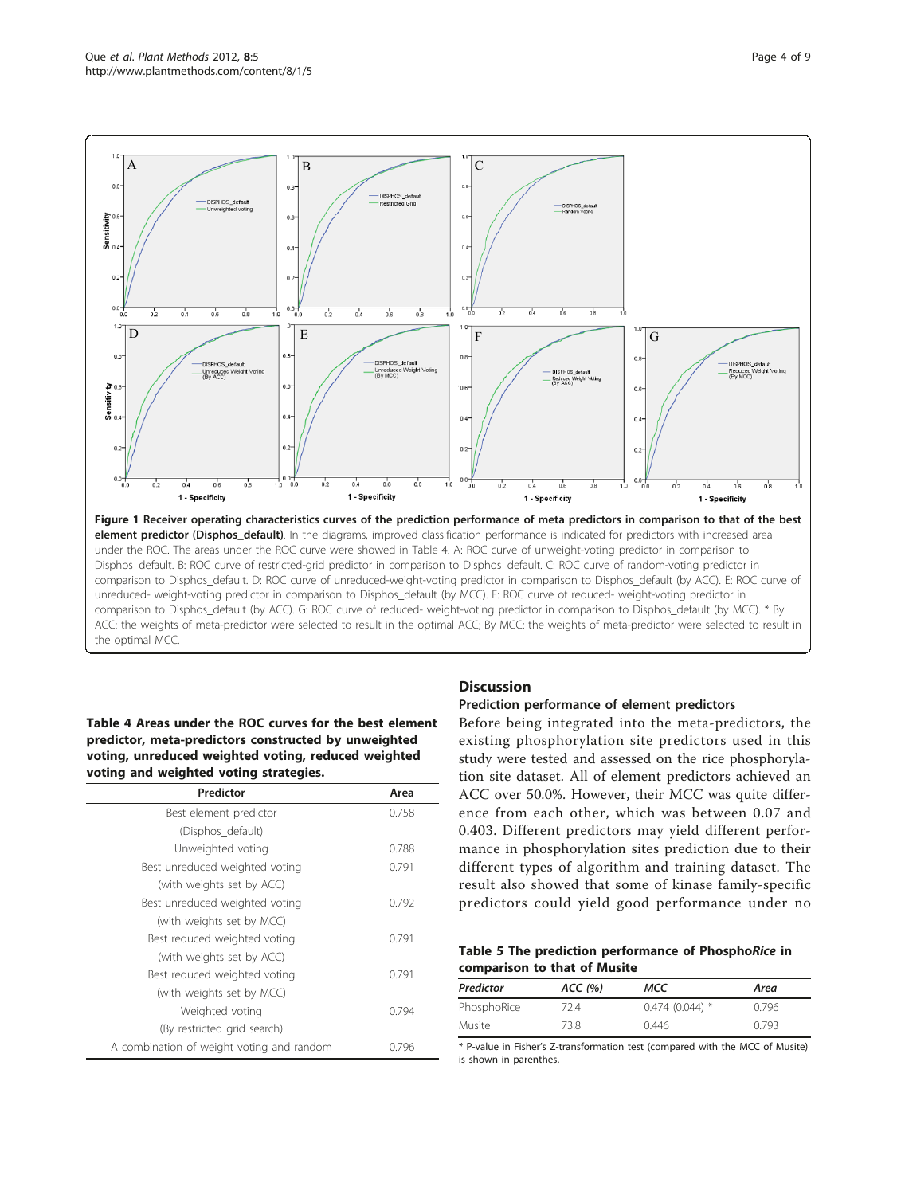**Figure 1 Receiver operating characteristics curves of the prediction performance of meta predictors in comparison to that of the best element predictor (Disphos_default)**. In the diagrams, improved classification performance is indicated for predictors with increased area under the ROC. The areas under the ROC curve were showed in Table 4. A: ROC curve of unweight-voting predictor in comparison to Disphos_default. B: ROC curve of restricted-grid predictor in comparison to Disphos_default. C: ROC curve of random-voting predictor in comparison to Disphos_default. D: ROC curve of unreduced-weight-voting predictor in comparison to Disphos_default (by ACC). E: ROC curve of unreduced- weight-voting predictor in comparison to Disphos_default (by MCC). F: ROC curve of reduced- weight-voting predictor in comparison to Disphos_default (by ACC). G: ROC curve of reduced- weight-voting predictor in comparison to Disphos_default (by MCC). * By ACC: the weights of meta-predictor were selected to result in the optimal ACC; By MCC: the weights of meta-predictor were selected to result in the optimal MCC.

**Table 4 Areas under the ROC curves for the best element predictor, meta-predictors constructed by unweighted voting, unreduced weighted voting, reduced weighted voting and weighted voting strategies.**

| Predictor | Area |
|---|---|
| Best element predictor (Disphos_default) | 0.758 |
| Unweighted voting | 0.788 |
| Best unreduced weighted voting (with weights set by ACC) | 0.791 |
| Best unreduced weighted voting (with weights set by MCC) | 0.792 |
| Best reduced weighted voting (with weights set by ACC) | 0.791 |
| Best reduced weighted voting (with weights set by MCC) | 0.791 |
| Weighted voting (By restricted grid search) | 0.794 |
| A combination of weight voting and random | 0.796 |

## Discussion

### Prediction performance of element predictors

Before being integrated into the meta-predictors, the existing phosphorylation site predictors used in this study were tested and assessed on the rice phosphorylation site dataset. All of element predictors achieved an ACC over 50.0%. However, their MCC was quite difference from each other, which was between 0.07 and 0.403. Different predictors may yield different performance in phosphorylation sites prediction due to their different types of algorithm and training dataset. The result also showed that some of kinase family-specific predictors could yield good performance under no

**Table 5 The prediction performance of Phospho*Rice* in comparison to that of Musite**

| *Predictor* | *ACC (%)* | *MCC* | *Area* |
|---|---|---|---|
| PhosphoRice | 72.4 | 0.474 (0.044) * | 0.796 |
| Musite | 73.8 | 0.446 | 0.793 |

* P-value in Fisher's Z-transformation test (compared with the MCC of Musite) is shown in parenthes.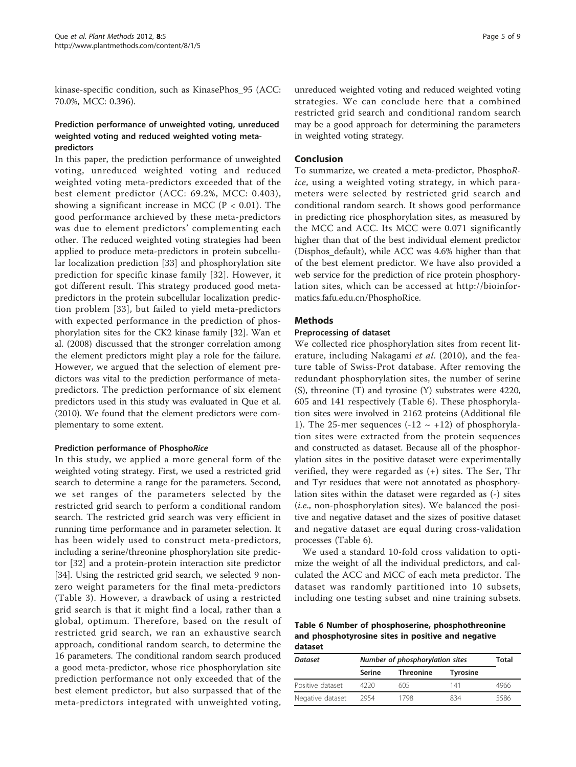kinase-specific condition, such as KinasePhos_95 (ACC: 70.0%, MCC: 0.396).

### Prediction performance of unweighted voting, unreduced weighted voting and reduced weighted voting meta-predictors

In this paper, the prediction performance of unweighted voting, unreduced weighted voting and reduced weighted voting meta-predictors exceeded that of the best element predictor (ACC: 69.2%, MCC: 0.403), showing a significant increase in MCC ($P < 0.01$). The good performance archieved by these meta-predictors was due to element predictors' complementing each other. The reduced weighted voting strategies had been applied to produce meta-predictors in protein subcellular localization prediction [33] and phosphorylation site prediction for specific kinase family [32]. However, it got different result. This strategy produced good meta-predictors in the protein subcellular localization prediction problem [33], but failed to yield meta-predictors with expected performance in the prediction of phosphorylation sites for the CK2 kinase family [32]. Wan et al. (2008) discussed that the stronger correlation among the element predictors might play a role for the failure. However, we argued that the selection of element predictors was vital to the prediction performance of meta-predictors. The prediction performance of six element predictors used in this study was evaluated in Que et al. (2010). We found that the element predictors were complementary to some extent.

### Prediction performance of Phospho*Rice*

In this study, we applied a more general form of the weighted voting strategy. First, we used a restricted grid search to determine a range for the parameters. Second, we set ranges of the parameters selected by the restricted grid search to perform a conditional random search. The restricted grid search was very efficient in running time performance and in parameter selection. It has been widely used to construct meta-predictors, including a serine/threonine phosphorylation site predictor [32] and a protein-protein interaction site predictor [34]. Using the restricted grid search, we selected 9 non-zero weight parameters for the final meta-predictors (Table 3). However, a drawback of using a restricted grid search is that it might find a local, rather than a global, optimum. Therefore, based on the result of restricted grid search, we ran an exhaustive search approach, conditional random search, to determine the 16 parameters. The conditional random search produced a good meta-predictor, whose rice phosphorylation site prediction performance not only exceeded that of the best element predictor, but also surpassed that of the meta-predictors integrated with unweighted voting, unreduced weighted voting and reduced weighted voting strategies. We can conclude here that a combined restricted grid search and conditional random search may be a good approach for determining the parameters in weighted voting strategy.

## Conclusion

To summarize, we created a meta-predictor, Phospho*Rice*, using a weighted voting strategy, in which parameters were selected by restricted grid search and conditional random search. It shows good performance in predicting rice phosphorylation sites, as measured by the MCC and ACC. Its MCC were 0.071 significantly higher than that of the best individual element predictor (Disphos_default), while ACC was 4.6% higher than that of the best element predictor. We have also provided a web service for the prediction of rice protein phosphorylation sites, which can be accessed at http://bioinformatics.fafu.edu.cn/PhosphoRice.

## Methods

### Preprocessing of dataset

We collected rice phosphorylation sites from recent literature, including Nakagami *et al*. (2010), and the feature table of Swiss-Prot database. After removing the redundant phosphorylation sites, the number of serine (S), threonine (T) and tyrosine (Y) substrates were 4220, 605 and 141 respectively (Table 6). These phosphorylation sites were involved in 2162 proteins (Additional file 1). The 25-mer sequences ($-12 \sim +12$) of phosphorylation sites were extracted from the protein sequences and constructed as dataset. Because all of the phosphorylation sites in the positive dataset were experimentally verified, they were regarded as (+) sites. The Ser, Thr and Tyr residues that were not annotated as phosphorylation sites within the dataset were regarded as (-) sites (*i.e*., non-phosphorylation sites). We balanced the positive and negative dataset and the sizes of positive dataset and negative dataset are equal during cross-validation processes (Table 6).

We used a standard 10-fold cross validation to optimize the weight of all the individual predictors, and calculated the ACC and MCC of each meta predictor. The dataset was randomly partitioned into 10 subsets, including one testing subset and nine training subsets.

**Table 6 Number of phosphoserine, phosphothreonine and phosphotyrosine sites in positive and negative dataset**

| *Dataset* | *Number of phosphorylation sites* | | | *Total* |
|---|---|---|---|---|
| | **Serine** | **Threonine** | **Tyrosine** | |
| Positive dataset | 4220 | 605 | 141 | 4966 |
| Negative dataset | 2954 | 1798 | 834 | 5586 |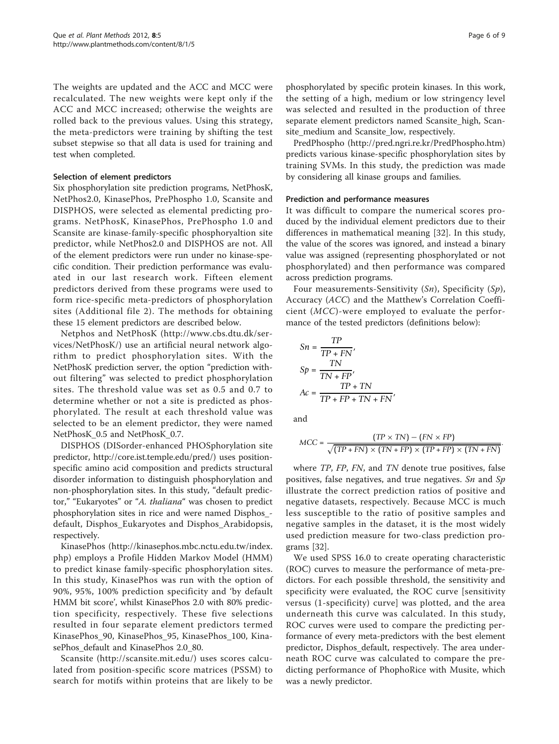The weights are updated and the ACC and MCC were recalculated. The new weights were kept only if the ACC and MCC increased; otherwise the weights are rolled back to the previous values. Using this strategy, the meta-predictors were training by shifting the test subset stepwise so that all data is used for training and test when completed.

### Selection of element predictors

Six phosphorylation site prediction programs, NetPhosK, NetPhos2.0, KinasePhos, PrePhospho 1.0, Scansite and DISPHOS, were selected as elemental predicting programs. NetPhosK, KinasePhos, PrePhospho 1.0 and Scansite are kinase-family-specific phosphoryaltion site predictor, while NetPhos2.0 and DISPHOS are not. All of the element predictors were run under no kinase-specific condition. Their prediction performance was evaluated in our last research work. Fifteen element predictors derived from these programs were used to form rice-specific meta-predictors of phosphorylation sites (Additional file 2). The methods for obtaining these 15 element predictors are described below.

Netphos and NetPhosK (http://www.cbs.dtu.dk/services/NetPhosK/) use an artificial neural network algorithm to predict phosphorylation sites. With the NetPhosK prediction server, the option "prediction without filtering" was selected to predict phosphorylation sites. The threshold value was set as 0.5 and 0.7 to determine whether or not a site is predicted as phosphorylated. The result at each threshold value was selected to be an element predictor, they were named NetPhosK_0.5 and NetPhosK_0.7.

DISPHOS (DISorder-enhanced PHOSphorylation site predictor, http://core.ist.temple.edu/pred/) uses position-specific amino acid composition and predicts structural disorder information to distinguish phosphorylation and non-phosphorylation sites. In this study, "default predictor," "Eukaryotes" or "*A. thaliana*" was chosen to predict phosphorylation sites in rice and were named Disphos_default, Disphos_Eukaryotes and Disphos_Arabidopsis, respectively.

KinasePhos (http://kinasephos.mbc.nctu.edu.tw/index.php) employs a Profile Hidden Markov Model (HMM) to predict kinase family-specific phosphorylation sites. In this study, KinasePhos was run with the option of 90%, 95%, 100% prediction specificity and 'by default HMM bit score', whilst KinasePhos 2.0 with 80% prediction specificity, respectively. These five selections resulted in four separate element predictors termed KinasePhos_90, KinasePhos_95, KinasePhos_100, KinasePhos_default and KinasePhos 2.0_80.

Scansite (http://scansite.mit.edu/) uses scores calculated from position-specific score matrices (PSSM) to search for motifs within proteins that are likely to be phosphorylated by specific protein kinases. In this work, the setting of a high, medium or low stringency level was selected and resulted in the production of three separate element predictors named Scansite_high, Scansite_medium and Scansite_low, respectively.

PredPhospho (http://pred.ngri.re.kr/PredPhospho.htm) predicts various kinase-specific phosphorylation sites by training SVMs. In this study, the prediction was made by considering all kinase groups and families.

### Prediction and performance measures

It was difficult to compare the numerical scores produced by the individual element predictors due to their differences in mathematical meaning [32]. In this study, the value of the scores was ignored, and instead a binary value was assigned (representing phosphorylated or not phosphorylated) and then performance was compared across prediction programs.

Four measurements-Sensitivity ($Sn$), Specificity ($Sp$), Accuracy ($ACC$) and the Matthew's Correlation Coefficient ($MCC$)-were employed to evaluate the performance of the tested predictors (definitions below):

$$Sn = \frac{TP}{TP + FN},$$
$$Sp = \frac{TN}{TN + FP},$$
$$Ac = \frac{TP + TN}{TP + FP + TN + FN},$$

and

$$MCC = \frac{(TP \times TN) - (FN \times FP)}{\sqrt{(TP + FN) \times (TN + FP) \times (TP + FP) \times (TN + FN)}}.$$

where $TP$, $FP$, $FN$, and $TN$ denote true positives, false positives, false negatives, and true negatives. $Sn$ and $Sp$ illustrate the correct prediction ratios of positive and negative datasets, respectively. Because MCC is much less susceptible to the ratio of positive samples and negative samples in the dataset, it is the most widely used prediction measure for two-class prediction programs [32].

We used SPSS 16.0 to create operating characteristic (ROC) curves to measure the performance of meta-predictors. For each possible threshold, the sensitivity and specificity were evaluated, the ROC curve [sensitivity versus (1-specificity) curve] was plotted, and the area underneath this curve was calculated. In this study, ROC curves were used to compare the predicting performance of every meta-predictors with the best element predictor, Disphos_default, respectively. The area underneath ROC curve was calculated to compare the predicting performance of PhophoRice with Musite, which was a newly predictor.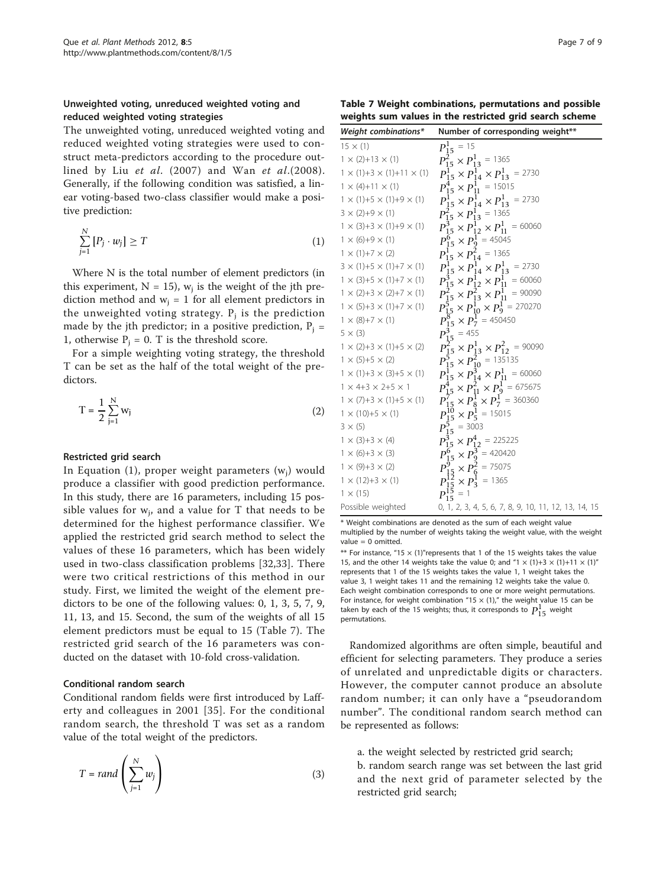### Unweighted voting, unreduced weighted voting and reduced weighted voting strategies

The unweighted voting, unreduced weighted voting and reduced weighted voting strategies were used to construct meta-predictors according to the procedure outlined by Liu *et al*. (2007) and Wan *et al*.(2008). Generally, if the following condition was satisfied, a linear voting-based two-class classifier would make a positive prediction:

$$\sum_{j=1}^{N} [P_j \cdot w_j] \geq T \tag{1}$$

Where N is the total number of element predictors (in this experiment, N = 15), $w_j$ is the weight of the jth prediction method and $w_j = 1$ for all element predictors in the unweighted voting strategy. $P_j$ is the prediction made by the jth predictor; in a positive prediction, $P_j = 1$, otherwise $P_j = 0$. T is the threshold score.

For a simple weighting voting strategy, the threshold T can be set as the half of the total weight of the predictors.

$$T = \frac{1}{2}\sum_{j=1}^{N} w_j \tag{2}$$

### Restricted grid search

In Equation (1), proper weight parameters ($w_j$) would produce a classifier with good prediction performance. In this study, there are 16 parameters, including 15 possible values for $w_j$, and a value for T that needs to be determined for the highest performance classifier. We applied the restricted grid search method to select the values of these 16 parameters, which has been widely used in two-class classification problems [32,33]. There were two critical restrictions of this method in our study. First, we limited the weight of the element predictors to be one of the following values: 0, 1, 3, 5, 7, 9, 11, 13, and 15. Second, the sum of the weights of all 15 element predictors must be equal to 15 (Table 7). The restricted grid search of the 16 parameters was conducted on the dataset with 10-fold cross-validation.

### Conditional random search

Conditional random fields were first introduced by Lafferty and colleagues in 2001 [35]. For the conditional random search, the threshold T was set as a random value of the total weight of the predictors.

$$T = rand\left(\sum_{j=1}^{N} w_j\right) \tag{3}$$

**Table 7 Weight combinations, permutations and possible weights sum values in the restricted grid search scheme**

| *Weight combinations\** | Number of corresponding weight\*\* |
|---|---|
| 15 × (1) | $P_{15}^{1} = 15$ |
| 1 × (2)+13 × (1) | $P_{15}^{2} \times P_{13}^{1} = 1365$ |
| 1 × (1)+3 × (1)+11 × (1) | $P_{15}^{1} \times P_{14}^{1} \times P_{13}^{1} = 2730$ |
| 1 × (4)+11 × (1) | $P_{15}^{4} \times P_{11}^{1} = 15015$ |
| 1 × (1)+5 × (1)+9 × (1) | $P_{15}^{1} \times P_{14}^{1} \times P_{13}^{1} = 2730$ |
| 3 × (2)+9 × (1) | $P_{15}^{2} \times P_{13}^{1} = 1365$ |
| 1 × (3)+3 × (1)+9 × (1) | $P_{15}^{3} \times P_{12}^{1} \times P_{11}^{1} = 60060$ |
| 1 × (6)+9 × (1) | $P_{15}^{6} \times P_{9}^{1} = 45045$ |
| 1 × (1)+7 × (2) | $P_{15}^{1} \times P_{14}^{2} = 1365$ |
| 3 × (1)+5 × (1)+7 × (1) | $P_{15}^{1} \times P_{14}^{1} \times P_{13}^{1} = 2730$ |
| 1 × (3)+5 × (1)+7 × (1) | $P_{15}^{3} \times P_{12}^{1} \times P_{11}^{1} = 60060$ |
| 1 × (2)+3 × (2)+7 × (1) | $P_{15}^{2} \times P_{13}^{2} \times P_{11}^{1} = 90090$ |
| 1 × (5)+3 × (1)+7 × (1) | $P_{15}^{5} \times P_{10}^{1} \times P_{9}^{1} = 270270$ |
| 1 × (8)+7 × (1) | $P_{15}^{8} \times P_{7}^{1} = 450450$ |
| 5 × (3) | $P_{15}^{3} = 455$ |
| 1 × (2)+3 × (1)+5 × (2) | $P_{15}^{2} \times P_{13}^{1} \times P_{12}^{2} = 90090$ |
| 1 × (5)+5 × (2) | $P_{15}^{5} \times P_{10}^{2} = 135135$ |
| 1 × (1)+3 × (3)+5 × (1) | $P_{15}^{1} \times P_{14}^{3} \times P_{11}^{1} = 60060$ |
| 1 × 4+3 × 2+5 × 1 | $P_{15}^{4} \times P_{11}^{2} \times P_{9}^{1} = 675675$ |
| 1 × (7)+3 × (1)+5 × (1) | $P_{15}^{7} \times P_{8}^{1} \times P_{7}^{1} = 360360$ |
| 1 × (10)+5 × (1) | $P_{15}^{10} \times P_{5}^{1} = 15015$ |
| 3 × (5) | $P_{15}^{5} = 3003$ |
| 1 × (3)+3 × (4) | $P_{15}^{3} \times P_{12}^{4} = 225225$ |
| 1 × (6)+3 × (3) | $P_{15}^{6} \times P_{9}^{3} = 420420$ |
| 1 × (9)+3 × (2) | $P_{15}^{9} \times P_{6}^{2} = 75075$ |
| 1 × (12)+3 × (1) | $P_{15}^{12} \times P_{3}^{1} = 1365$ |
| 1 × (15) | $P_{15}^{15} = 1$ |
| Possible weighted | 0, 1, 2, 3, 4, 5, 6, 7, 8, 9, 10, 11, 12, 13, 14, 15 |

\* Weight combinations are denoted as the sum of each weight value multiplied by the number of weights taking the weight value, with the weight value = 0 omitted.

\*\* For instance, "15 × (1)"represents that 1 of the 15 weights takes the value 15, and the other 14 weights take the value 0; and "1 × (1)+3 × (1)+11 × (1)" represents that 1 of the 15 weights takes the value 1, 1 weight takes the value 3, 1 weight takes 11 and the remaining 12 weights take the value 0. Each weight combination corresponds to one or more weight permutations. For instance, for weight combination "15 × (1)," the weight value 15 can be taken by each of the 15 weights; thus, it corresponds to $P_{15}^{1}$ weight permutations.

Randomized algorithms are often simple, beautiful and efficient for selecting parameters. They produce a series of unrelated and unpredictable digits or characters. However, the computer cannot produce an absolute random number; it can only have a "pseudorandom number". The conditional random search method can be represented as follows:

a. the weight selected by restricted grid search;
b. random search range was set between the last grid and the next grid of parameter selected by the restricted grid search;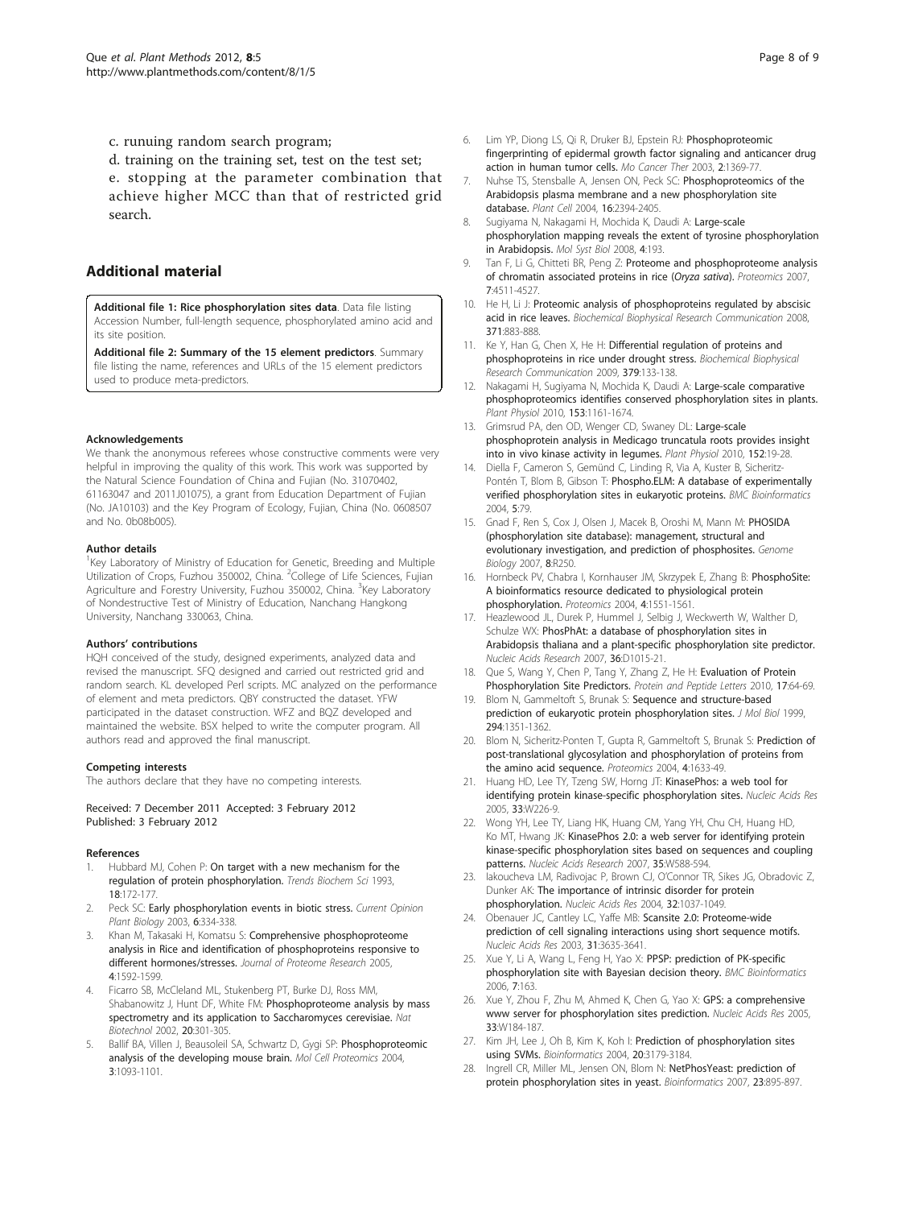c. runuing random search program;

d. training on the training set, test on the test set;

e. stopping at the parameter combination that achieve higher MCC than that of restricted grid search.

## Additional material

**Additional file 1: Rice phosphorylation sites data**. Data file listing Accession Number, full-length sequence, phosphorylated amino acid and its site position.

**Additional file 2: Summary of the 15 element predictors**. Summary file listing the name, references and URLs of the 15 element predictors used to produce meta-predictors.

#### Acknowledgements

We thank the anonymous referees whose constructive comments were very helpful in improving the quality of this work. This work was supported by the Natural Science Foundation of China and Fujian (No. 31070402, 61163047 and 2011J01075), a grant from Education Department of Fujian (No. JA10103) and the Key Program of Ecology, Fujian, China (No. 0608507 and No. 0b08b005).

#### Author details

[1]Key Laboratory of Ministry of Education for Genetic, Breeding and Multiple Utilization of Crops, Fuzhou 350002, China. [2]College of Life Sciences, Fujian Agriculture and Forestry University, Fuzhou 350002, China. [3]Key Laboratory of Nondestructive Test of Ministry of Education, Nanchang Hangkong University, Nanchang 330063, China.

#### Authors' contributions

HQH conceived of the study, designed experiments, analyzed data and revised the manuscript. SFQ designed and carried out restricted grid and random search. KL developed Perl scripts. MC analyzed on the performance of element and meta predictors. QBY constructed the dataset. YFW participated in the dataset construction. WFZ and BQZ developed and maintained the website. BSX helped to write the computer program. All authors read and approved the final manuscript.

#### Competing interests

The authors declare that they have no competing interests.

Received: 7 December 2011 Accepted: 3 February 2012
Published: 3 February 2012

#### References

1. Hubbard MJ, Cohen P: **On target with a new mechanism for the regulation of protein phosphorylation.** *Trends Biochem Sci* 1993, **18**:172-177.
2. Peck SC: **Early phosphorylation events in biotic stress.** *Current Opinion Plant Biology* 2003, **6**:334-338.
3. Khan M, Takasaki H, Komatsu S: **Comprehensive phosphoproteome analysis in Rice and identification of phosphoproteins responsive to different hormones/stresses.** *Journal of Proteome Research* 2005, **4**:1592-1599.
4. Ficarro SB, McCleland ML, Stukenberg PT, Burke DJ, Ross MM, Shabanowitz J, Hunt DF, White FM: **Phosphoproteome analysis by mass spectrometry and its application to Saccharomyces cerevisiae.** *Nat Biotechnol* 2002, **20**:301-305.
5. Ballif BA, Villen J, Beausoleil SA, Schwartz D, Gygi SP: **Phosphoproteomic analysis of the developing mouse brain.** *Mol Cell Proteomics* 2004, **3**:1093-1101.
6. Lim YP, Diong LS, Qi R, Druker BJ, Epstein RJ: **Phosphoproteomic fingerprinting of epidermal growth factor signaling and anticancer drug action in human tumor cells.** *Mo Cancer Ther* 2003, **2**:1369-77.
7. Nuhse TS, Stensballe A, Jensen ON, Peck SC: **Phosphoproteomics of the Arabidopsis plasma membrane and a new phosphorylation site database.** *Plant Cell* 2004, **16**:2394-2405.
8. Sugiyama N, Nakagami H, Mochida K, Daudi A: **Large-scale phosphorylation mapping reveals the extent of tyrosine phosphorylation in Arabidopsis.** *Mol Syst Biol* 2008, **4**:193.
9. Tan F, Li G, Chitteti BR, Peng Z: **Proteome and phosphoproteome analysis of chromatin associated proteins in rice (*Oryza sativa*).** *Proteomics* 2007, **7**:4511-4527.
10. He H, Li J: **Proteomic analysis of phosphoproteins regulated by abscisic acid in rice leaves.** *Biochemical Biophysical Research Communication* 2008, **371**:883-888.
11. Ke Y, Han G, Chen X, He H: **Differential regulation of proteins and phosphoproteins in rice under drought stress.** *Biochemical Biophysical Research Communication* 2009, **379**:133-138.
12. Nakagami H, Sugiyama N, Mochida K, Daudi A: **Large-scale comparative phosphoproteomics identifies conserved phosphorylation sites in plants.** *Plant Physiol* 2010, **153**:1161-1674.
13. Grimsrud PA, den OD, Wenger CD, Swaney DL: **Large-scale phosphoprotein analysis in Medicago truncatula roots provides insight into in vivo kinase activity in legumes.** *Plant Physiol* 2010, **152**:19-28.
14. Diella F, Cameron S, Gemünd C, Linding R, Via A, Kuster B, Sicheritz-Pontén T, Blom B, Gibson T: **Phospho.ELM: A database of experimentally verified phosphorylation sites in eukaryotic proteins.** *BMC Bioinformatics* 2004, **5**:79.
15. Gnad F, Ren S, Cox J, Olsen J, Macek B, Oroshi M, Mann M: **PHOSIDA (phosphorylation site database): management, structural and evolutionary investigation, and prediction of phosphosites.** *Genome Biology* 2007, **8**:R250.
16. Hornbeck PV, Chabra I, Kornhauser JM, Skrzypek E, Zhang B: **PhosphoSite: A bioinformatics resource dedicated to physiological protein phosphorylation.** *Proteomics* 2004, **4**:1551-1561.
17. Heazlewood JL, Durek P, Hummel J, Selbig J, Weckwerth W, Walther D, Schulze WX: **PhosPhAt: a database of phosphorylation sites in Arabidopsis thaliana and a plant-specific phosphorylation site predictor.** *Nucleic Acids Research* 2007, **36**:D1015-21.
18. Que S, Wang Y, Chen P, Tang Y, Zhang Z, He H: **Evaluation of Protein Phosphorylation Site Predictors.** *Protein and Peptide Letters* 2010, **17**:64-69.
19. Blom N, Gammeltoft S, Brunak S: **Sequence and structure-based prediction of eukaryotic protein phosphorylation sites.** *J Mol Biol* 1999, **294**:1351-1362.
20. Blom N, Sicheritz-Ponten T, Gupta R, Gammeltoft S, Brunak S: **Prediction of post-translational glycosylation and phosphorylation of proteins from the amino acid sequence.** *Proteomics* 2004, **4**:1633-49.
21. Huang HD, Lee TY, Tzeng SW, Horng JT: **KinasePhos: a web tool for identifying protein kinase-specific phosphorylation sites.** *Nucleic Acids Res* 2005, **33**:W226-9.
22. Wong YH, Lee TY, Liang HK, Huang CM, Yang YH, Chu CH, Huang HD, Ko MT, Hwang JK: **KinasePhos 2.0: a web server for identifying protein kinase-specific phosphorylation sites based on sequences and coupling patterns.** *Nucleic Acids Research* 2007, **35**:W588-594.
23. Iakoucheva LM, Radivojac P, Brown CJ, O'Connor TR, Sikes JG, Obradovic Z, Dunker AK: **The importance of intrinsic disorder for protein phosphorylation.** *Nucleic Acids Res* 2004, **32**:1037-1049.
24. Obenauer JC, Cantley LC, Yaffe MB: **Scansite 2.0: Proteome-wide prediction of cell signaling interactions using short sequence motifs.** *Nucleic Acids Res* 2003, **31**:3635-3641.
25. Xue Y, Li A, Wang L, Feng H, Yao X: **PPSP: prediction of PK-specific phosphorylation site with Bayesian decision theory.** *BMC Bioinformatics* 2006, **7**:163.
26. Xue Y, Zhou F, Zhu M, Ahmed K, Chen G, Yao X: **GPS: a comprehensive www server for phosphorylation sites prediction.** *Nucleic Acids Res* 2005, **33**:W184-187.
27. Kim JH, Lee J, Oh B, Kim K, Koh I: **Prediction of phosphorylation sites using SVMs.** *Bioinformatics* 2004, **20**:3179-3184.
28. Ingrell CR, Miller ML, Jensen ON, Blom N: **NetPhosYeast: prediction of protein phosphorylation sites in yeast.** *Bioinformatics* 2007, **23**:895-897.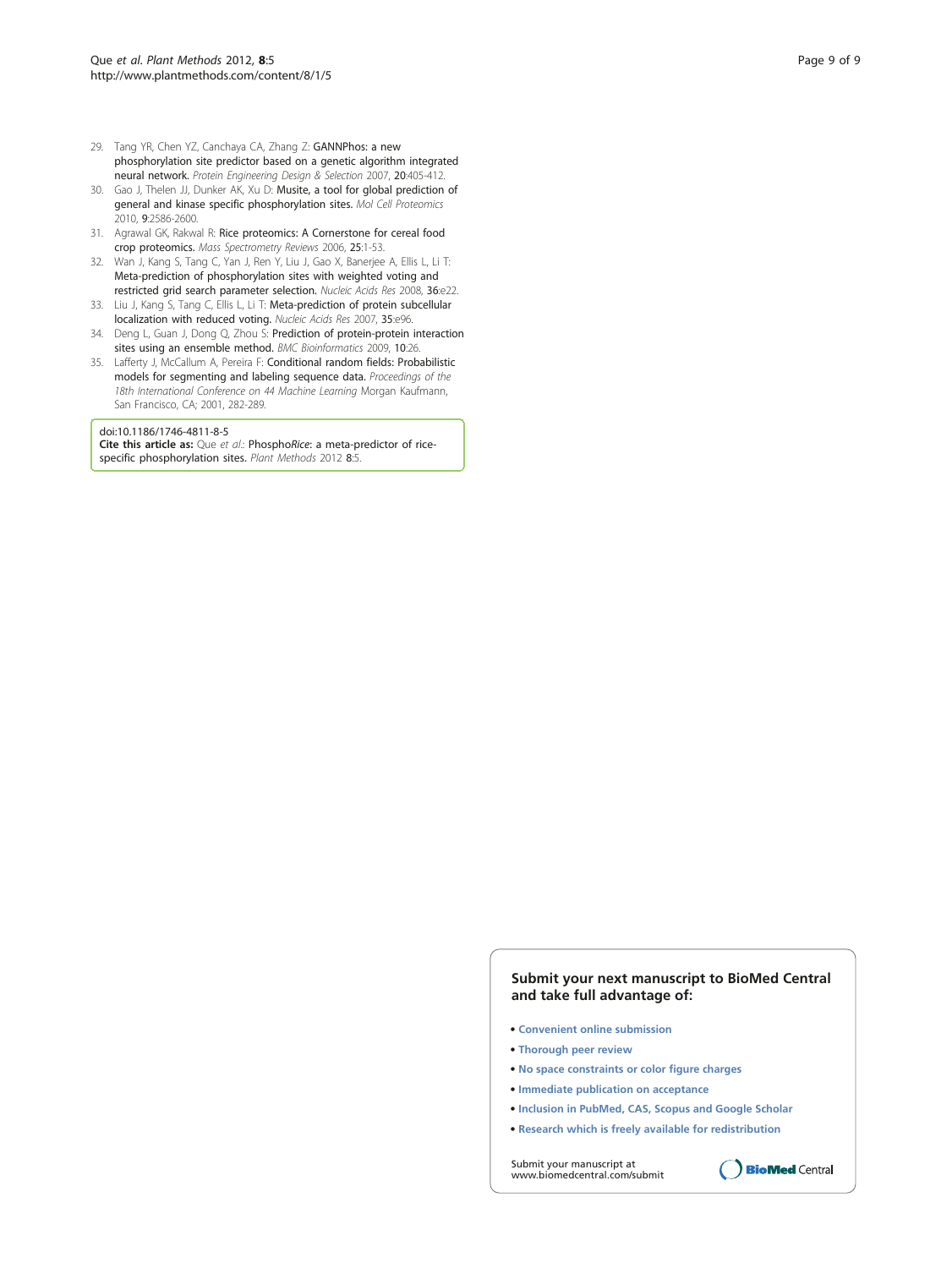29. Tang YR, Chen YZ, Canchaya CA, Zhang Z: **GANNPhos: a new phosphorylation site predictor based on a genetic algorithm integrated neural network.** *Protein Engineering Design & Selection* 2007, **20**:405-412.
30. Gao J, Thelen JJ, Dunker AK, Xu D: **Musite, a tool for global prediction of general and kinase specific phosphorylation sites.** *Mol Cell Proteomics* 2010, **9**:2586-2600.
31. Agrawal GK, Rakwal R: **Rice proteomics: A Cornerstone for cereal food crop proteomics.** *Mass Spectrometry Reviews* 2006, **25**:1-53.
32. Wan J, Kang S, Tang C, Yan J, Ren Y, Liu J, Gao X, Banerjee A, Ellis L, Li T: **Meta-prediction of phosphorylation sites with weighted voting and restricted grid search parameter selection.** *Nucleic Acids Res* 2008, **36**:e22.
33. Liu J, Kang S, Tang C, Ellis L, Li T: **Meta-prediction of protein subcellular localization with reduced voting.** *Nucleic Acids Res* 2007, **35**:e96.
34. Deng L, Guan J, Dong Q, Zhou S: **Prediction of protein-protein interaction sites using an ensemble method.** *BMC Bioinformatics* 2009, **10**:26.
35. Lafferty J, McCallum A, Pereira F: **Conditional random fields: Probabilistic models for segmenting and labeling sequence data.** *Proceedings of the 18th International Conference on 44 Machine Learning* Morgan Kaufmann, San Francisco, CA; 2001, 282-289.

doi:10.1186/1746-4811-8-5

**Cite this article as:** Que *et al.*: Phospho*Rice*: a meta-predictor of rice-specific phosphorylation sites. *Plant Methods* 2012 **8**:5.

**Submit your next manuscript to BioMed Central and take full advantage of:**

- **Convenient online submission**
- **Thorough peer review**
- **No space constraints or color figure charges**
- **Immediate publication on acceptance**
- **Inclusion in PubMed, CAS, Scopus and Google Scholar**
- **Research which is freely available for redistribution**

Submit your manuscript at www.biomedcentral.com/submit

BioMed Central